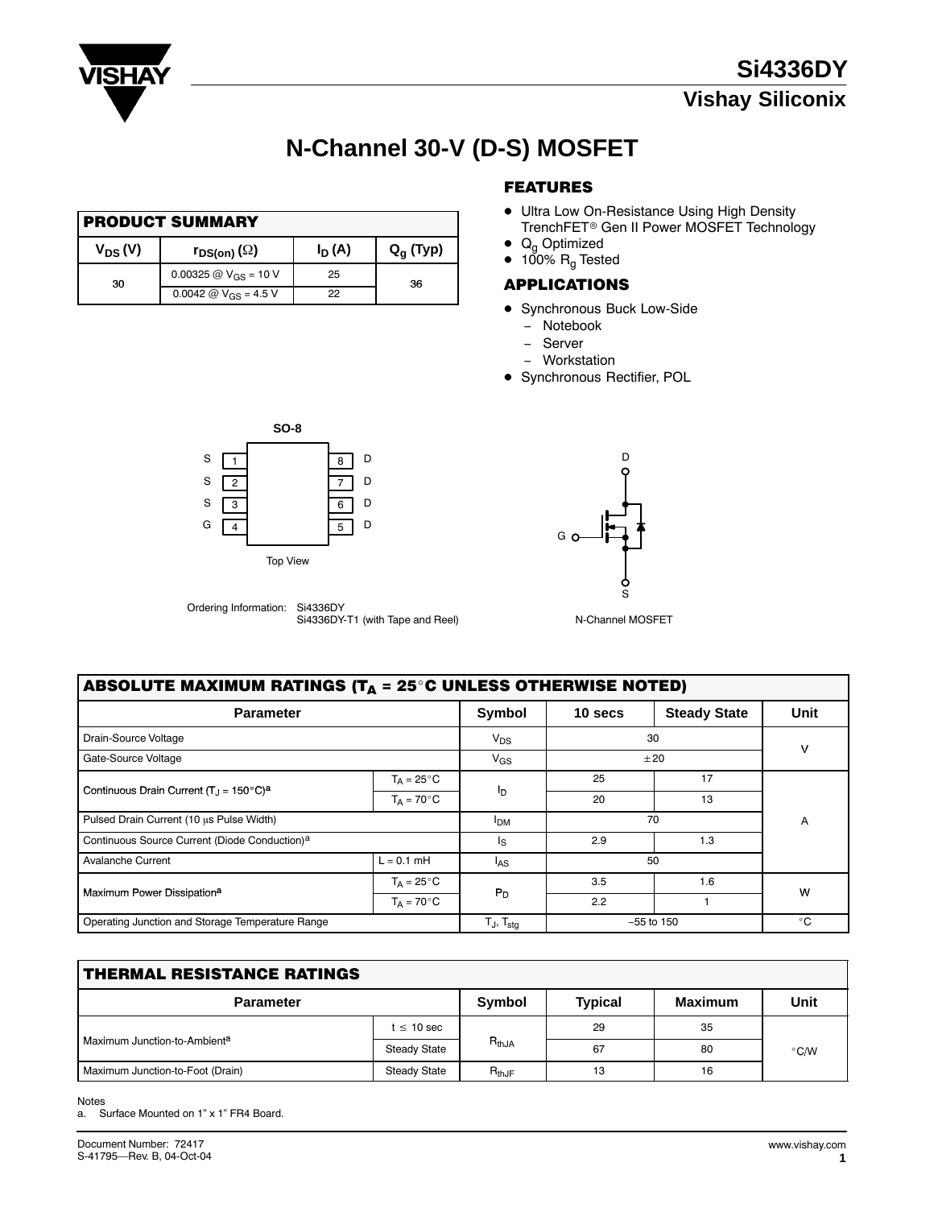# Si4336DY

## Vishay Siliconix

# N-Channel 30-V (D-S) MOSFET

### PRODUCT SUMMARY

| $V_{DS}$ (V) | $r_{DS(on)}$ (Ω) | $I_D$ (A) | $Q_g$ (Typ) |
|---|---|---|---|
| 30 | 0.00325 @ $V_{GS}$ = 10 V | 25 | 36 |
| | 0.0042 @ $V_{GS}$ = 4.5 V | 22 | |

### FEATURES

- Ultra Low On-Resistance Using High Density TrenchFET® Gen II Power MOSFET Technology
- $Q_g$ Optimized
- 100% $R_g$ Tested

### APPLICATIONS

- Synchronous Buck Low-Side
  - Notebook
  - Server
  - Workstation
- Synchronous Rectifier, POL

SO-8

| | Pin | Pin | |
|---|---|---|---|
| S | 1 | 8 | D |
| S | 2 | 7 | D |
| S | 3 | 6 | D |
| G | 4 | 5 | D |

Top View

Ordering Information: Si4336DY
Si4336DY-T1 (with Tape and Reel)

N-Channel MOSFET

### ABSOLUTE MAXIMUM RATINGS ($T_A$ = 25°C UNLESS OTHERWISE NOTED)

| Parameter | | Symbol | 10 secs | Steady State | Unit |
|---|---|---|---|---|---|
| Drain-Source Voltage | | $V_{DS}$ | 30 | | V |
| Gate-Source Voltage | | $V_{GS}$ | ± 20 | | V |
| Continuous Drain Current ($T_J$ = 150°C)[a] | $T_A$ = 25°C | $I_D$ | 25 | 17 | A |
| | $T_A$ = 70°C | | 20 | 13 | |
| Pulsed Drain Current (10 μs Pulse Width) | | $I_{DM}$ | 70 | | |
| Continuous Source Current (Diode Conduction)[a] | | $I_S$ | 2.9 | 1.3 | |
| Avalanche Current | L = 0.1 mH | $I_{AS}$ | 50 | | |
| Maximum Power Dissipation[a] | $T_A$ = 25°C | $P_D$ | 3.5 | 1.6 | W |
| | $T_A$ = 70°C | | 2.2 | 1 | |
| Operating Junction and Storage Temperature Range | | $T_J$, $T_{stg}$ | −55 to 150 | | °C |

### THERMAL RESISTANCE RATINGS

| Parameter | | Symbol | Typical | Maximum | Unit |
|---|---|---|---|---|---|
| Maximum Junction-to-Ambient[a] | t ≤ 10 sec | $R_{thJA}$ | 29 | 35 | °C/W |
| | Steady State | | 67 | 80 | |
| Maximum Junction-to-Foot (Drain) | Steady State | $R_{thJF}$ | 13 | 16 | |

Notes
a. Surface Mounted on 1" x 1" FR4 Board.

Document Number: 72417
S-41795—Rev. B, 04-Oct-04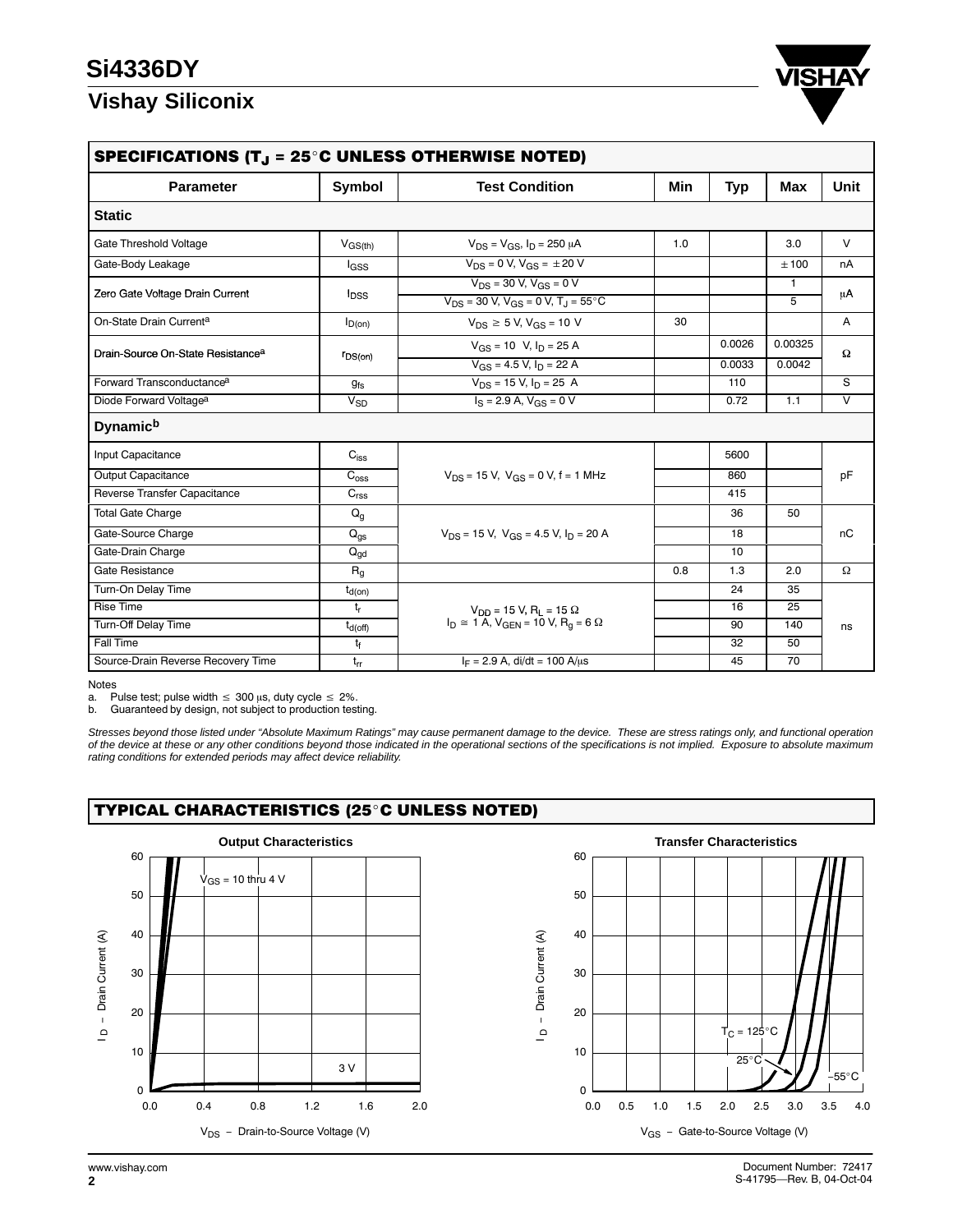## SPECIFICATIONS ($T_J$ = 25°C UNLESS OTHERWISE NOTED)

| Parameter | Symbol | Test Condition | Min | Typ | Max | Unit |
|---|---|---|---|---|---|---|
| **Static** | | | | | | |
| Gate Threshold Voltage | $V_{GS(th)}$ | $V_{DS} = V_{GS}$, $I_D$ = 250 µA | 1.0 | | 3.0 | V |
| Gate-Body Leakage | $I_{GSS}$ | $V_{DS}$ = 0 V, $V_{GS}$ = ±20 V | | | ±100 | nA |
| Zero Gate Voltage Drain Current | $I_{DSS}$ | $V_{DS}$ = 30 V, $V_{GS}$ = 0 V | | | 1 | µA |
| | | $V_{DS}$ = 30 V, $V_{GS}$ = 0 V, $T_J$ = 55°C | | | 5 | |
| On-State Drain Current[a] | $I_{D(on)}$ | $V_{DS}$ ≥ 5 V, $V_{GS}$ = 10 V | 30 | | | A |
| Drain-Source On-State Resistance[a] | $r_{DS(on)}$ | $V_{GS}$ = 10 V, $I_D$ = 25 A | | 0.0026 | 0.00325 | Ω |
| | | $V_{GS}$ = 4.5 V, $I_D$ = 22 A | | 0.0033 | 0.0042 | |
| Forward Transconductance[a] | $g_{fs}$ | $V_{DS}$ = 15 V, $I_D$ = 25 A | | 110 | | S |
| Diode Forward Voltage[a] | $V_{SD}$ | $I_S$ = 2.9 A, $V_{GS}$ = 0 V | | 0.72 | 1.1 | V |
| **Dynamic[b]** | | | | | | |
| Input Capacitance | $C_{iss}$ | $V_{DS}$ = 15 V, $V_{GS}$ = 0 V, f = 1 MHz | | 5600 | | pF |
| Output Capacitance | $C_{oss}$ | | | 860 | | |
| Reverse Transfer Capacitance | $C_{rss}$ | | | 415 | | |
| Total Gate Charge | $Q_g$ | $V_{DS}$ = 15 V, $V_{GS}$ = 4.5 V, $I_D$ = 20 A | | 36 | 50 | nC |
| Gate-Source Charge | $Q_{gs}$ | | | 18 | | |
| Gate-Drain Charge | $Q_{gd}$ | | | 10 | | |
| Gate Resistance | $R_g$ | | 0.8 | 1.3 | 2.0 | Ω |
| Turn-On Delay Time | $t_{d(on)}$ | $V_{DD}$ = 15 V, $R_L$ = 15 Ω<br>$I_D$ ≅ 1 A, $V_{GEN}$ = 10 V, $R_g$ = 6 Ω | | 24 | 35 | ns |
| Rise Time | $t_r$ | | | 16 | 25 | |
| Turn-Off Delay Time | $t_{d(off)}$ | | | 90 | 140 | |
| Fall Time | $t_f$ | | | 32 | 50 | |
| Source-Drain Reverse Recovery Time | $t_{rr}$ | $I_F$ = 2.9 A, di/dt = 100 A/µs | | 45 | 70 | |

Notes
a. Pulse test; pulse width ≤ 300 µs, duty cycle ≤ 2%.
b. Guaranteed by design, not subject to production testing.

*Stresses beyond those listed under "Absolute Maximum Ratings" may cause permanent damage to the device. These are stress ratings only, and functional operation of the device at these or any other conditions beyond those indicated in the operational sections of the specifications is not implied. Exposure to absolute maximum rating conditions for extended periods may affect device reliability.*

## TYPICAL CHARACTERISTICS (25°C UNLESS NOTED)

**Output Characteristics**

**Transfer Characteristics**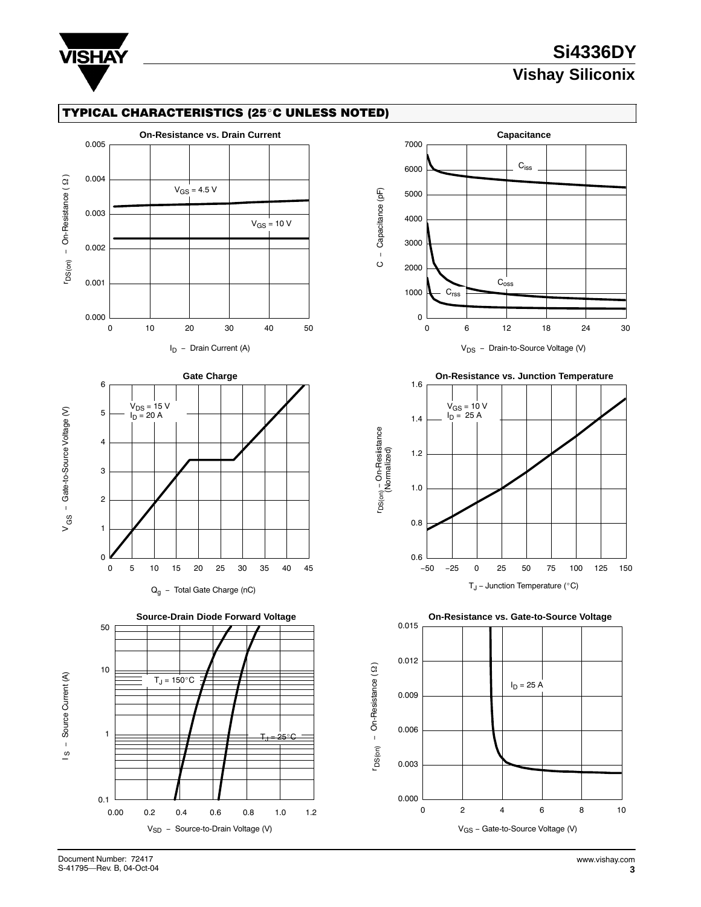## TYPICAL CHARACTERISTICS (25°C UNLESS NOTED)

### On-Resistance vs. Drain Current

$r_{DS(on)}$ – On-Resistance (Ω) vs. $I_D$ – Drain Current (A)

$V_{GS}$ = 4.5 V

$V_{GS}$ = 10 V

### Capacitance

C – Capacitance (pF) vs. $V_{DS}$ – Drain-to-Source Voltage (V)

$C_{iss}$

$C_{oss}$

$C_{rss}$

### Gate Charge

$V_{GS}$ – Gate-to-Source Voltage (V) vs. $Q_g$ – Total Gate Charge (nC)

$V_{DS}$ = 15 V
$I_D$ = 20 A

### On-Resistance vs. Junction Temperature

$r_{DS(on)}$ – On-Resistance (Normalized) vs. $T_J$ – Junction Temperature (°C)

$V_{GS}$ = 10 V
$I_D$ = 25 A

### Source-Drain Diode Forward Voltage

$I_S$ – Source Current (A) vs. $V_{SD}$ – Source-to-Drain Voltage (V)

$T_J$ = 150°C

$T_J$ = 25°C

### On-Resistance vs. Gate-to-Source Voltage

$r_{DS(on)}$ – On-Resistance (Ω) vs. $V_{GS}$ – Gate-to-Source Voltage (V)

$I_D$ = 25 A

Document Number: 72417
S-41795—Rev. B, 04-Oct-04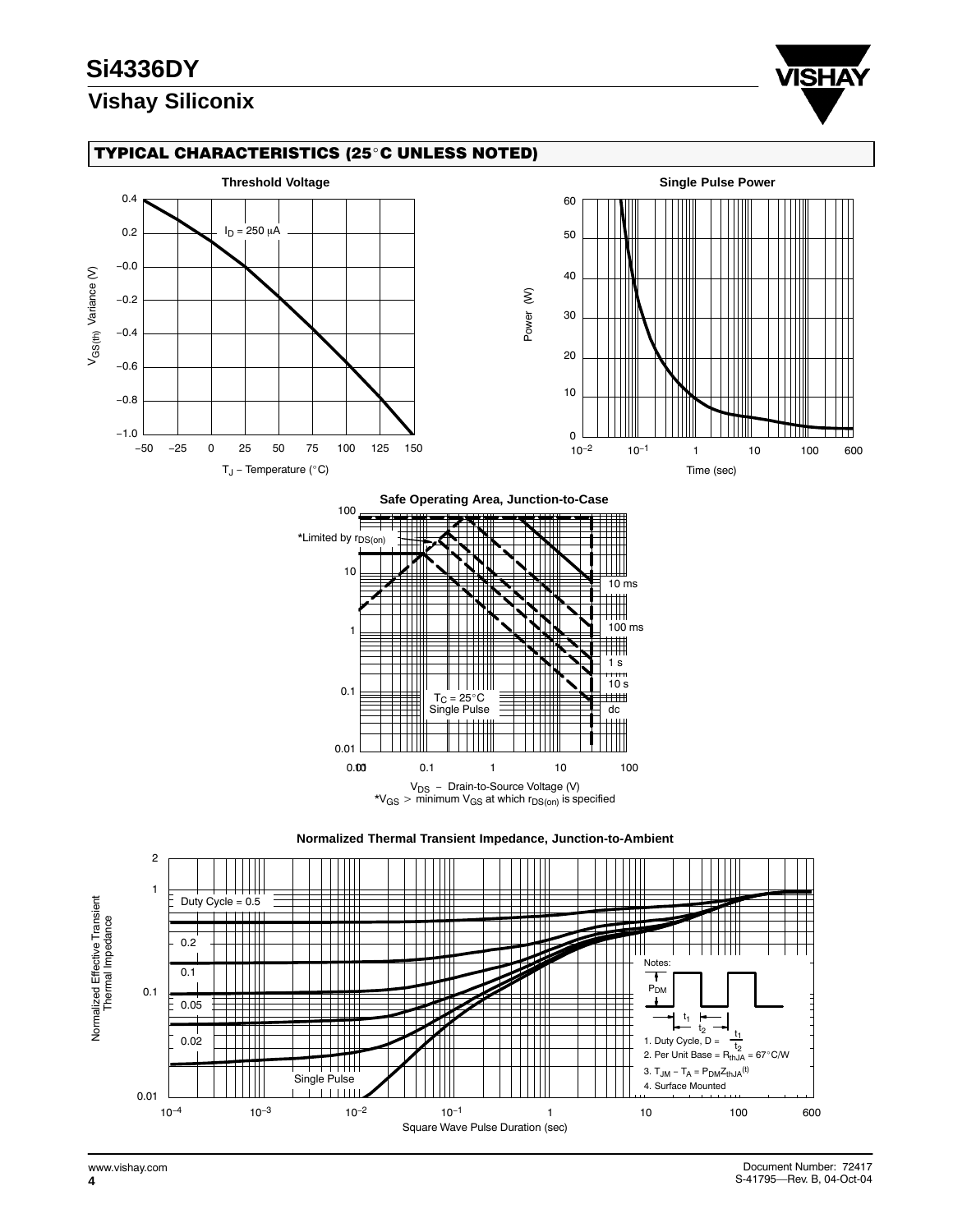## TYPICAL CHARACTERISTICS (25°C UNLESS NOTED)

**Threshold Voltage**

$I_D = 250\ \mu A$

$V_{GS(th)}$ Variance (V)

$T_J$ – Temperature (°C)

**Single Pulse Power**

Power (W)

Time (sec)

**Safe Operating Area, Junction-to-Case**

*Limited by $r_{DS(on)}$

10 ms, 100 ms, 1 s, 10 s, dc

$T_C = 25°C$
Single Pulse

$V_{DS}$ – Drain-to-Source Voltage (V)
*$V_{GS} >$ minimum $V_{GS}$ at which $r_{DS(on)}$ is specified

**Normalized Thermal Transient Impedance, Junction-to-Ambient**

Normalized Effective Transient Thermal Impedance

Duty Cycle = 0.5, 0.2, 0.1, 0.05, 0.02, Single Pulse

Notes:

$P_{DM}$, $t_1$, $t_2$

1. Duty Cycle, $D = \frac{t_1}{t_2}$
2. Per Unit Base = $R_{thJA} = 67°C/W$
3. $T_{JM} - T_A = P_{DM}Z_{thJA}^{(t)}$
4. Surface Mounted

Square Wave Pulse Duration (sec)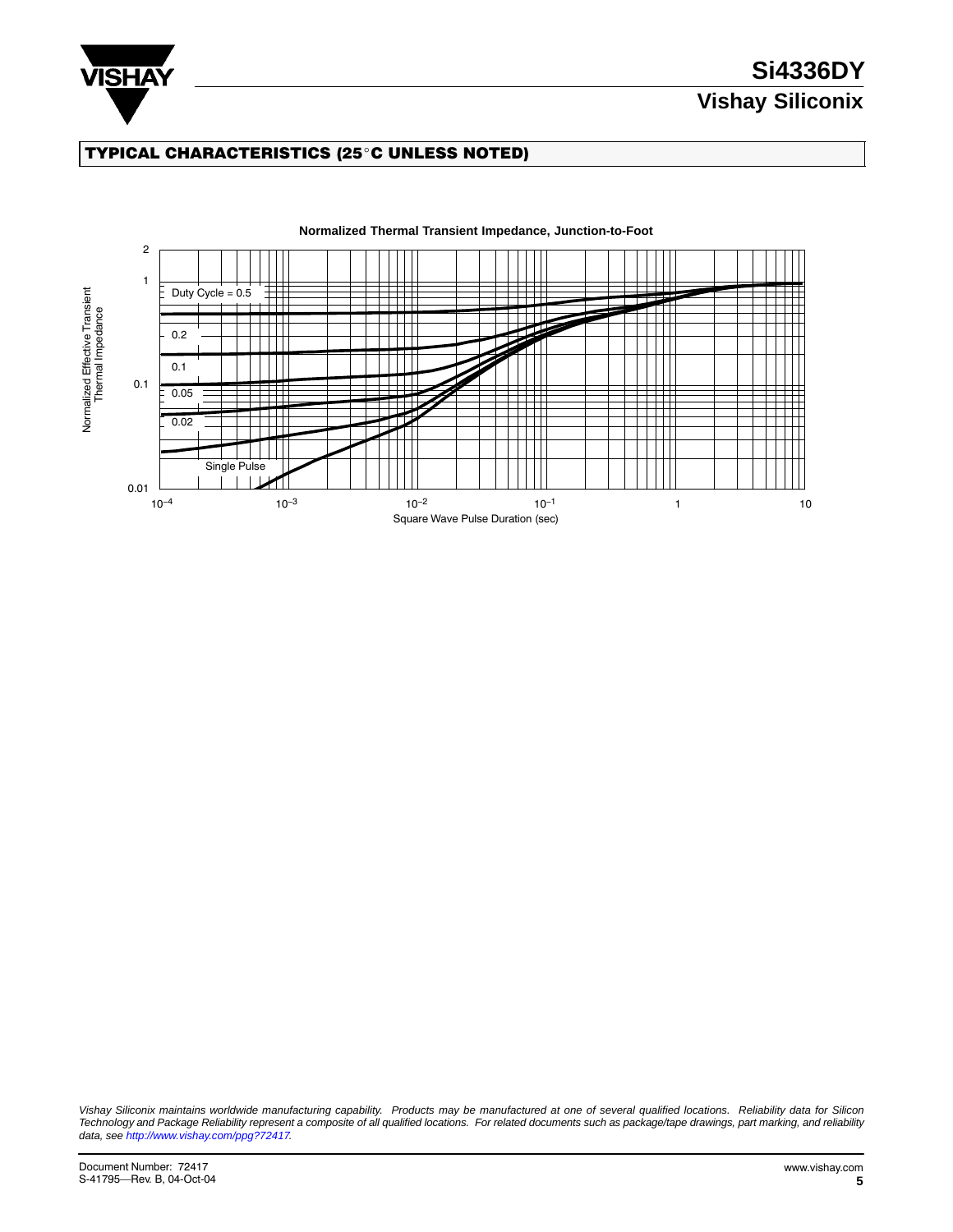## TYPICAL CHARACTERISTICS (25°C UNLESS NOTED)

**Normalized Thermal Transient Impedance, Junction-to-Foot**

Normalized Effective Transient Thermal Impedance

2
1
0.1
0.01

Duty Cycle = 0.5
0.2
0.1
0.05
0.02
Single Pulse

$10^{-4}$ $10^{-3}$ $10^{-2}$ $10^{-1}$ 1 10

Square Wave Pulse Duration (sec)

*Vishay Siliconix maintains worldwide manufacturing capability. Products may be manufactured at one of several qualified locations. Reliability data for Silicon Technology and Package Reliability represent a composite of all qualified locations. For related documents such as package/tape drawings, part marking, and reliability data, see http://www.vishay.com/ppg?72417.*

Document Number: 72417
S-41795—Rev. B, 04-Oct-04